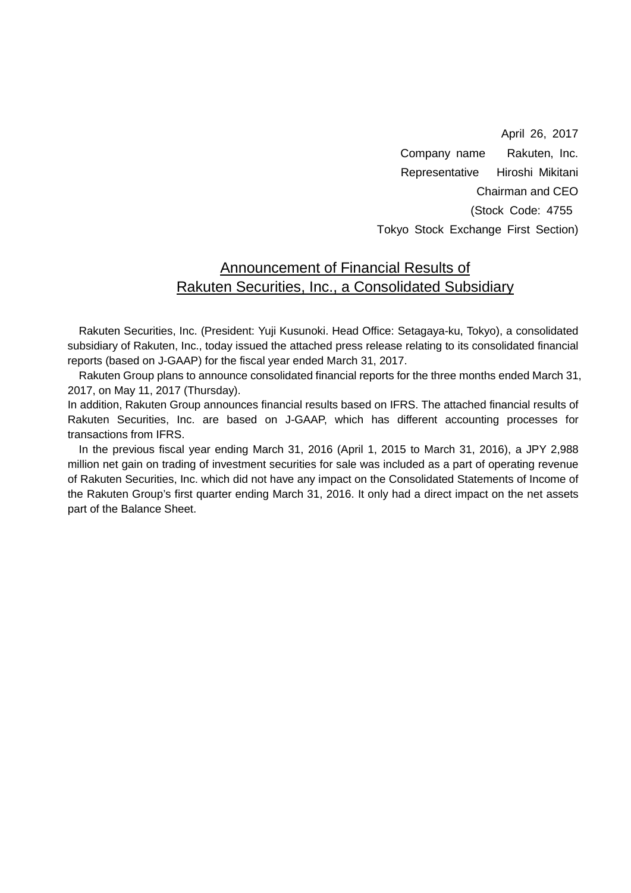April 26, 2017

Company name Rakuten, Inc.

Representative Hiroshi Mikitani

Chairman and CEO

(Stock Code: 4755

Tokyo Stock Exchange First Section)

# Announcement of Financial Results of Rakuten Securities, Inc., a Consolidated Subsidiary

Rakuten Securities, Inc. (President: Yuji Kusunoki. Head Office: Setagaya-ku, Tokyo), a consolidated subsidiary of Rakuten, Inc., today issued the attached press release relating to its consolidated financial reports (based on J-GAAP) for the fiscal year ended March 31, 2017.

Rakuten Group plans to announce consolidated financial reports for the three months ended March 31, 2017, on May 11, 2017 (Thursday).

In addition, Rakuten Group announces financial results based on IFRS. The attached financial results of Rakuten Securities, Inc. are based on J-GAAP, which has different accounting processes for transactions from IFRS.

In the previous fiscal year ending March 31, 2016 (April 1, 2015 to March 31, 2016), a JPY 2,988 million net gain on trading of investment securities for sale was included as a part of operating revenue of Rakuten Securities, Inc. which did not have any impact on the Consolidated Statements of Income of the Rakuten Group's first quarter ending March 31, 2016. It only had a direct impact on the net assets part of the Balance Sheet.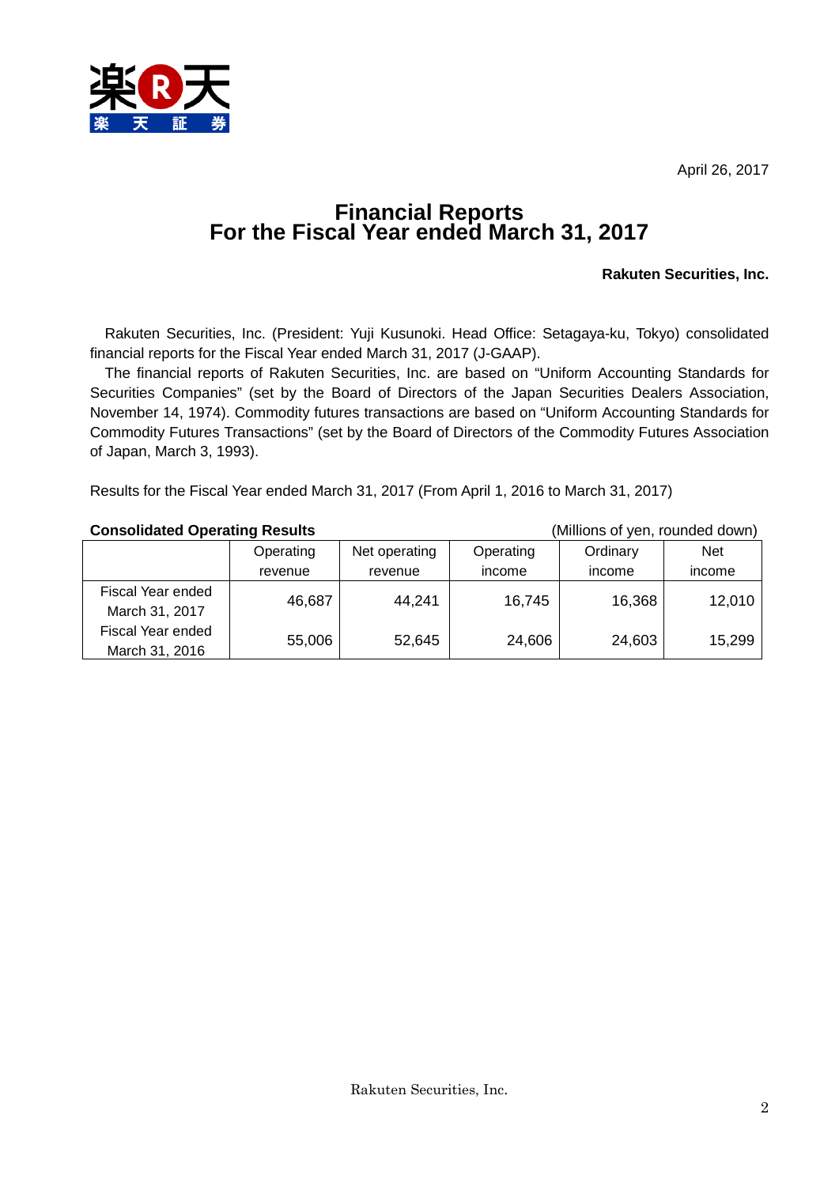April 26, 2017

# Financial Reports
# For the Fiscal Year ended March 31, 2017

**Rakuten Securities, Inc.**

Rakuten Securities, Inc. (President: Yuji Kusunoki. Head Office: Setagaya-ku, Tokyo) consolidated financial reports for the Fiscal Year ended March 31, 2017 (J-GAAP).

The financial reports of Rakuten Securities, Inc. are based on “Uniform Accounting Standards for Securities Companies” (set by the Board of Directors of the Japan Securities Dealers Association, November 14, 1974). Commodity futures transactions are based on “Uniform Accounting Standards for Commodity Futures Transactions” (set by the Board of Directors of the Commodity Futures Association of Japan, March 3, 1993).

Results for the Fiscal Year ended March 31, 2017 (From April 1, 2016 to March 31, 2017)

**Consolidated Operating Results** (Millions of yen, rounded down)

| | Operating revenue | Net operating revenue | Operating income | Ordinary income | Net income |
|---|---|---|---|---|---|
| Fiscal Year ended March 31, 2017 | 46,687 | 44,241 | 16,745 | 16,368 | 12,010 |
| Fiscal Year ended March 31, 2016 | 55,006 | 52,645 | 24,606 | 24,603 | 15,299 |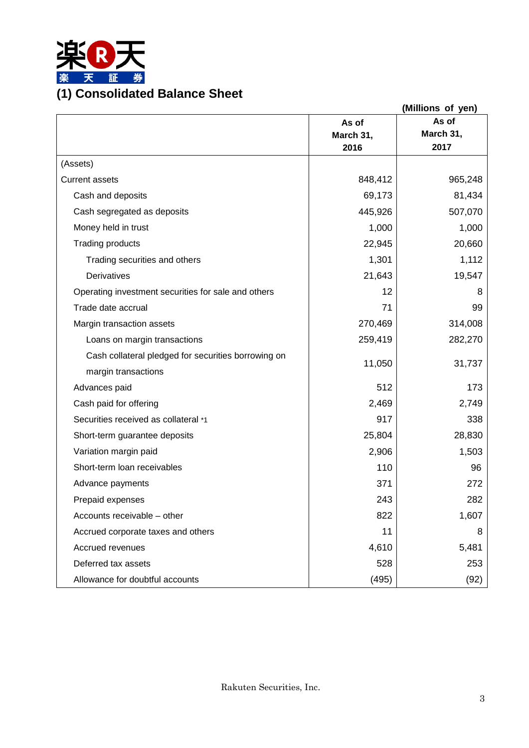## (1) Consolidated Balance Sheet

(Millions of yen)

| | As of March 31, 2016 | As of March 31, 2017 |
|---|---|---|
| (Assets) | | |
| Current assets | 848,412 | 965,248 |
| Cash and deposits | 69,173 | 81,434 |
| Cash segregated as deposits | 445,926 | 507,070 |
| Money held in trust | 1,000 | 1,000 |
| Trading products | 22,945 | 20,660 |
| Trading securities and others | 1,301 | 1,112 |
| Derivatives | 21,643 | 19,547 |
| Operating investment securities for sale and others | 12 | 8 |
| Trade date accrual | 71 | 99 |
| Margin transaction assets | 270,469 | 314,008 |
| Loans on margin transactions | 259,419 | 282,270 |
| Cash collateral pledged for securities borrowing on margin transactions | 11,050 | 31,737 |
| Advances paid | 512 | 173 |
| Cash paid for offering | 2,469 | 2,749 |
| Securities received as collateral *1 | 917 | 338 |
| Short-term guarantee deposits | 25,804 | 28,830 |
| Variation margin paid | 2,906 | 1,503 |
| Short-term loan receivables | 110 | 96 |
| Advance payments | 371 | 272 |
| Prepaid expenses | 243 | 282 |
| Accounts receivable – other | 822 | 1,607 |
| Accrued corporate taxes and others | 11 | 8 |
| Accrued revenues | 4,610 | 5,481 |
| Deferred tax assets | 528 | 253 |
| Allowance for doubtful accounts | (495) | (92) |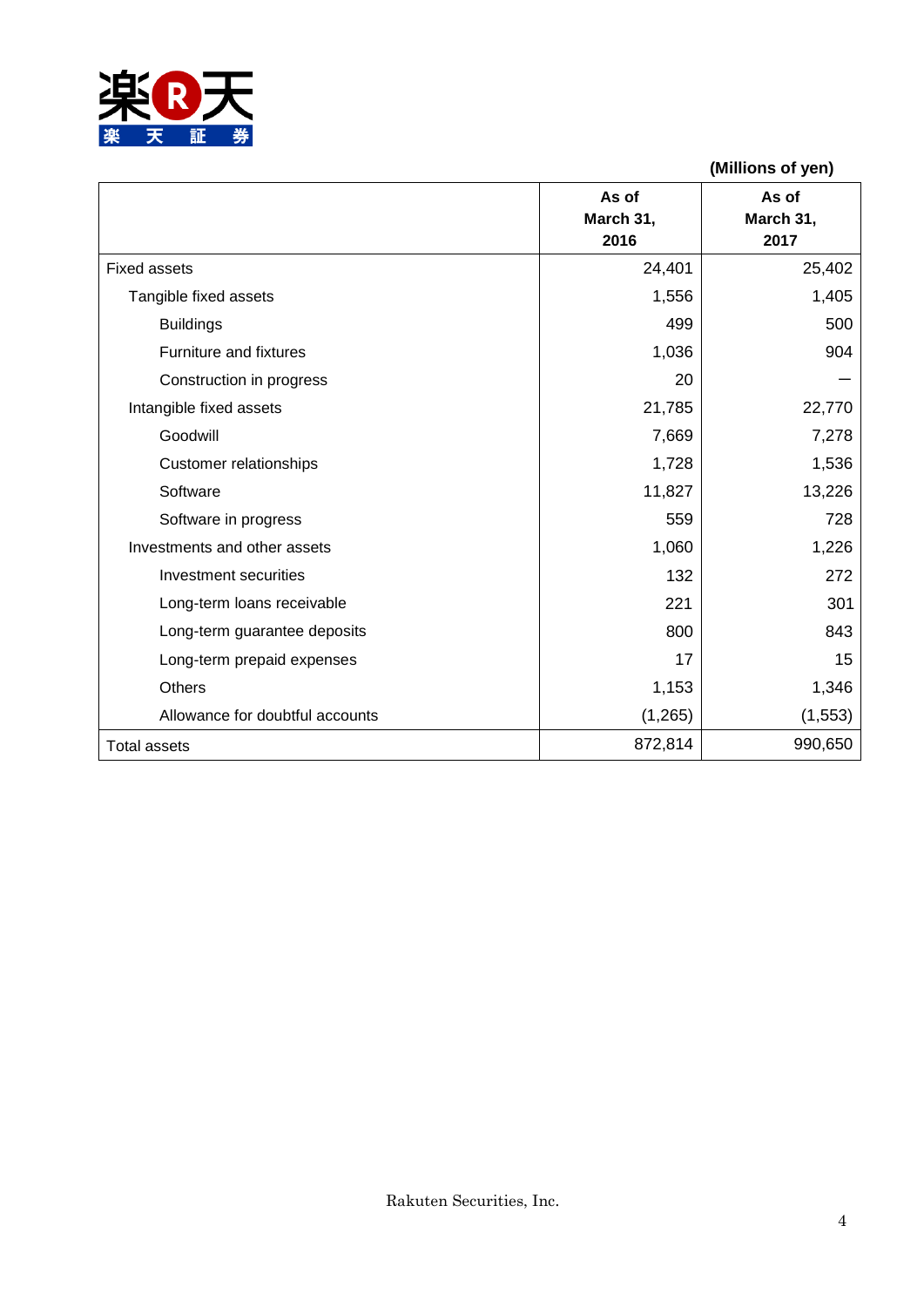(Millions of yen)

| | As of March 31, 2016 | As of March 31, 2017 |
|---|---|---|
| Fixed assets | 24,401 | 25,402 |
| Tangible fixed assets | 1,556 | 1,405 |
| Buildings | 499 | 500 |
| Furniture and fixtures | 1,036 | 904 |
| Construction in progress | 20 | ― |
| Intangible fixed assets | 21,785 | 22,770 |
| Goodwill | 7,669 | 7,278 |
| Customer relationships | 1,728 | 1,536 |
| Software | 11,827 | 13,226 |
| Software in progress | 559 | 728 |
| Investments and other assets | 1,060 | 1,226 |
| Investment securities | 132 | 272 |
| Long-term loans receivable | 221 | 301 |
| Long-term guarantee deposits | 800 | 843 |
| Long-term prepaid expenses | 17 | 15 |
| Others | 1,153 | 1,346 |
| Allowance for doubtful accounts | (1,265) | (1,553) |
| Total assets | 872,814 | 990,650 |

Rakuten Securities, Inc.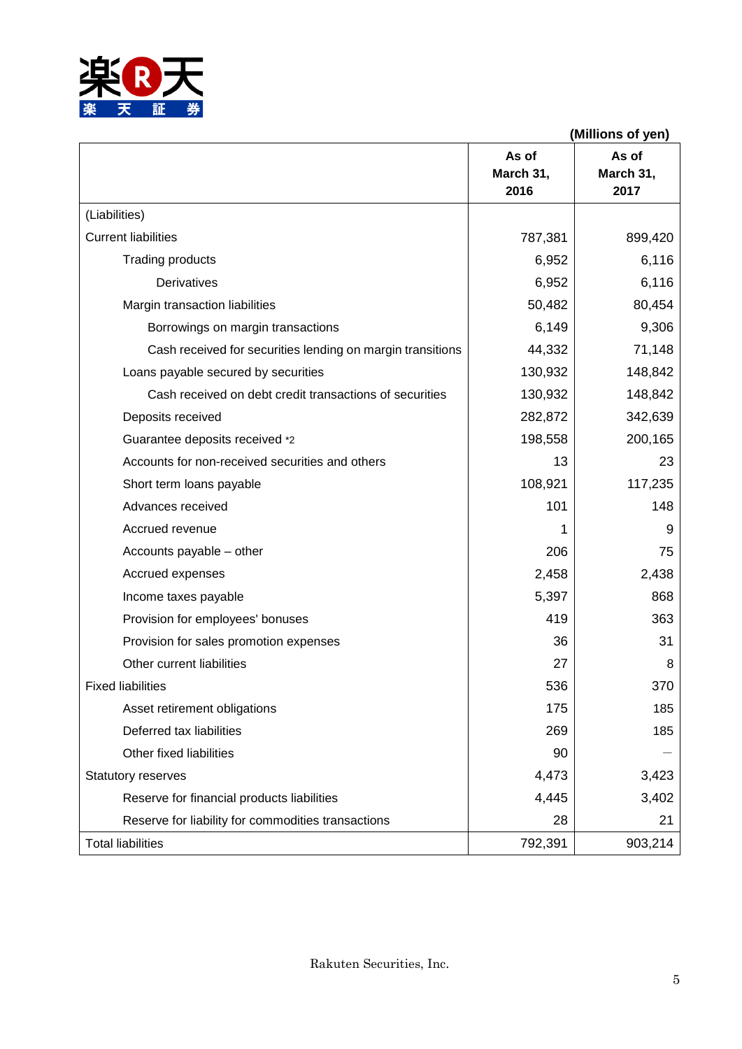(Millions of yen)

| | As of March 31, 2016 | As of March 31, 2017 |
|---|---|---|
| (Liabilities) | | |
| Current liabilities | 787,381 | 899,420 |
| Trading products | 6,952 | 6,116 |
| Derivatives | 6,952 | 6,116 |
| Margin transaction liabilities | 50,482 | 80,454 |
| Borrowings on margin transactions | 6,149 | 9,306 |
| Cash received for securities lending on margin transitions | 44,332 | 71,148 |
| Loans payable secured by securities | 130,932 | 148,842 |
| Cash received on debt credit transactions of securities | 130,932 | 148,842 |
| Deposits received | 282,872 | 342,639 |
| Guarantee deposits received *2 | 198,558 | 200,165 |
| Accounts for non-received securities and others | 13 | 23 |
| Short term loans payable | 108,921 | 117,235 |
| Advances received | 101 | 148 |
| Accrued revenue | 1 | 9 |
| Accounts payable – other | 206 | 75 |
| Accrued expenses | 2,458 | 2,438 |
| Income taxes payable | 5,397 | 868 |
| Provision for employees' bonuses | 419 | 363 |
| Provision for sales promotion expenses | 36 | 31 |
| Other current liabilities | 27 | 8 |
| Fixed liabilities | 536 | 370 |
| Asset retirement obligations | 175 | 185 |
| Deferred tax liabilities | 269 | 185 |
| Other fixed liabilities | 90 | — |
| Statutory reserves | 4,473 | 3,423 |
| Reserve for financial products liabilities | 4,445 | 3,402 |
| Reserve for liability for commodities transactions | 28 | 21 |
| Total liabilities | 792,391 | 903,214 |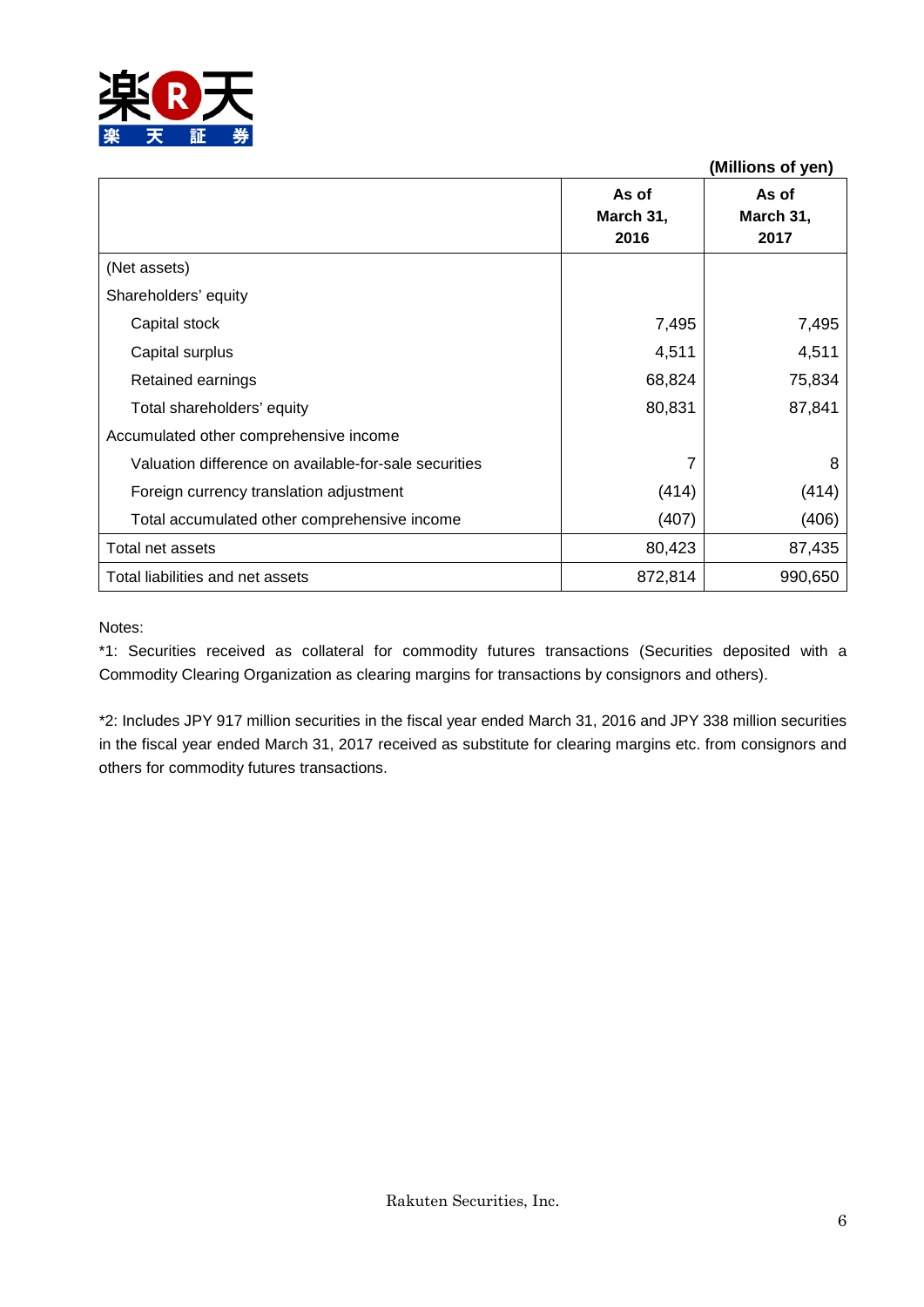(Millions of yen)

| | As of March 31, 2016 | As of March 31, 2017 |
|---|---|---|
| (Net assets) | | |
| Shareholders' equity | | |
| Capital stock | 7,495 | 7,495 |
| Capital surplus | 4,511 | 4,511 |
| Retained earnings | 68,824 | 75,834 |
| Total shareholders' equity | 80,831 | 87,841 |
| Accumulated other comprehensive income | | |
| Valuation difference on available-for-sale securities | 7 | 8 |
| Foreign currency translation adjustment | (414) | (414) |
| Total accumulated other comprehensive income | (407) | (406) |
| Total net assets | 80,423 | 87,435 |
| Total liabilities and net assets | 872,814 | 990,650 |

Notes:

*1: Securities received as collateral for commodity futures transactions (Securities deposited with a Commodity Clearing Organization as clearing margins for transactions by consignors and others).

*2: Includes JPY 917 million securities in the fiscal year ended March 31, 2016 and JPY 338 million securities in the fiscal year ended March 31, 2017 received as substitute for clearing margins etc. from consignors and others for commodity futures transactions.

Rakuten Securities, Inc.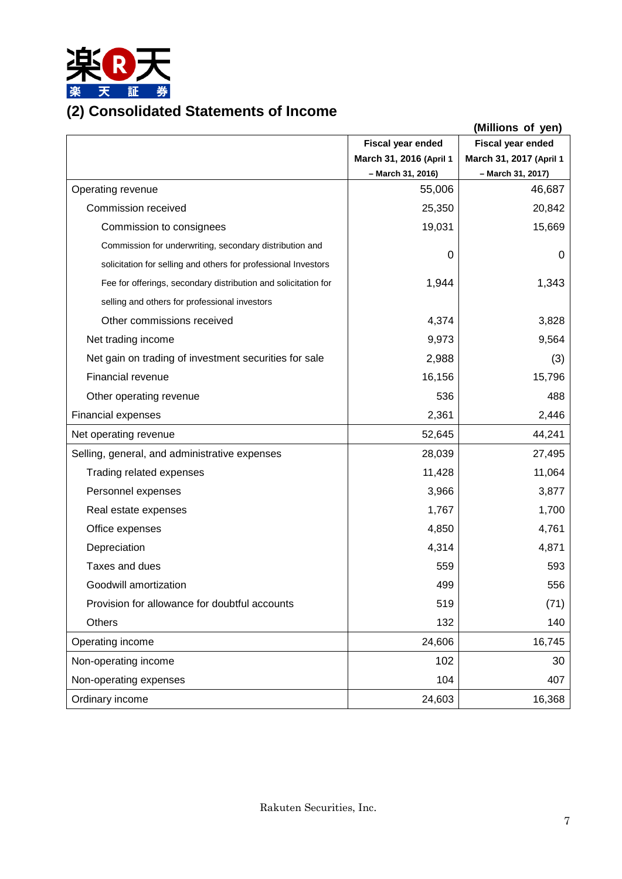## (2) Consolidated Statements of Income

(Millions of yen)

| | Fiscal year ended March 31, 2016 (April 1 – March 31, 2016) | Fiscal year ended March 31, 2017 (April 1 – March 31, 2017) |
|---|---|---|
| Operating revenue | 55,006 | 46,687 |
| Commission received | 25,350 | 20,842 |
| Commission to consignees | 19,031 | 15,669 |
| Commission for underwriting, secondary distribution and solicitation for selling and others for professional Investors | 0 | 0 |
| Fee for offerings, secondary distribution and solicitation for selling and others for professional investors | 1,944 | 1,343 |
| Other commissions received | 4,374 | 3,828 |
| Net trading income | 9,973 | 9,564 |
| Net gain on trading of investment securities for sale | 2,988 | (3) |
| Financial revenue | 16,156 | 15,796 |
| Other operating revenue | 536 | 488 |
| Financial expenses | 2,361 | 2,446 |
| Net operating revenue | 52,645 | 44,241 |
| Selling, general, and administrative expenses | 28,039 | 27,495 |
| Trading related expenses | 11,428 | 11,064 |
| Personnel expenses | 3,966 | 3,877 |
| Real estate expenses | 1,767 | 1,700 |
| Office expenses | 4,850 | 4,761 |
| Depreciation | 4,314 | 4,871 |
| Taxes and dues | 559 | 593 |
| Goodwill amortization | 499 | 556 |
| Provision for allowance for doubtful accounts | 519 | (71) |
| Others | 132 | 140 |
| Operating income | 24,606 | 16,745 |
| Non-operating income | 102 | 30 |
| Non-operating expenses | 104 | 407 |
| Ordinary income | 24,603 | 16,368 |

Rakuten Securities, Inc.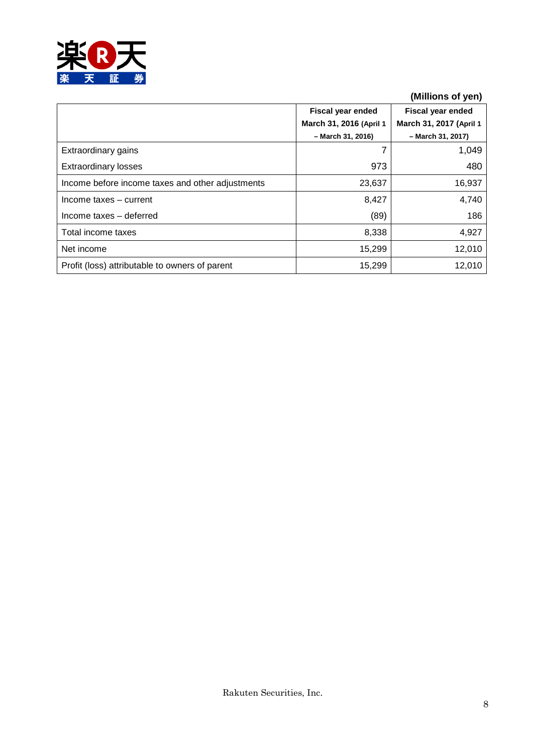(Millions of yen)

| | Fiscal year ended March 31, 2016 (April 1 – March 31, 2016) | Fiscal year ended March 31, 2017 (April 1 – March 31, 2017) |
|---|---|---|
| Extraordinary gains | 7 | 1,049 |
| Extraordinary losses | 973 | 480 |
| Income before income taxes and other adjustments | 23,637 | 16,937 |
| Income taxes – current | 8,427 | 4,740 |
| Income taxes – deferred | (89) | 186 |
| Total income taxes | 8,338 | 4,927 |
| Net income | 15,299 | 12,010 |
| Profit (loss) attributable to owners of parent | 15,299 | 12,010 |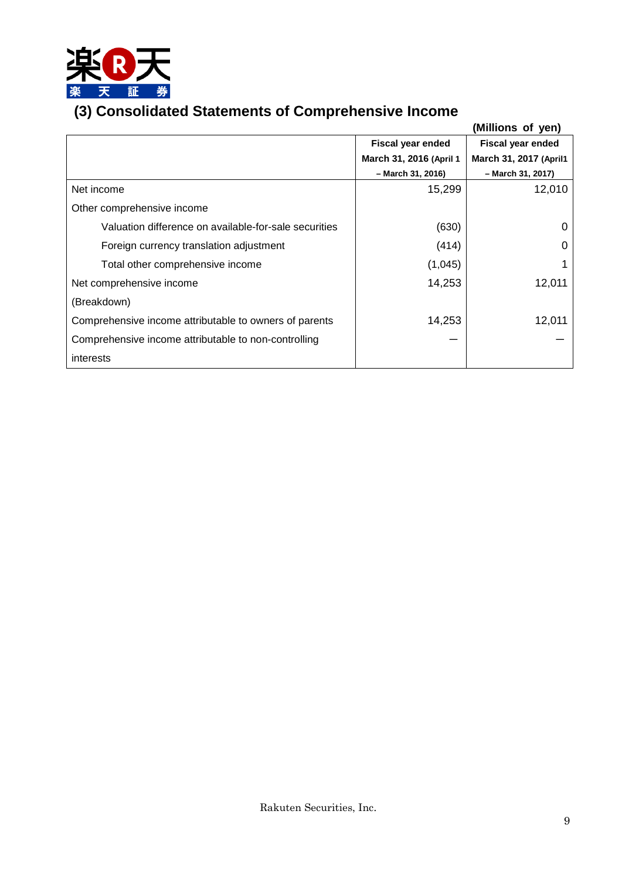## (3) Consolidated Statements of Comprehensive Income

(Millions of yen)

| | Fiscal year ended March 31, 2016 (April 1 – March 31, 2016) | Fiscal year ended March 31, 2017 (April1 – March 31, 2017) |
|---|---|---|
| Net income | 15,299 | 12,010 |
| Other comprehensive income | | |
| Valuation difference on available-for-sale securities | (630) | 0 |
| Foreign currency translation adjustment | (414) | 0 |
| Total other comprehensive income | (1,045) | 1 |
| Net comprehensive income | 14,253 | 12,011 |
| (Breakdown) | | |
| Comprehensive income attributable to owners of parents | 14,253 | 12,011 |
| Comprehensive income attributable to non-controlling interests | ― | ― |

Rakuten Securities, Inc.